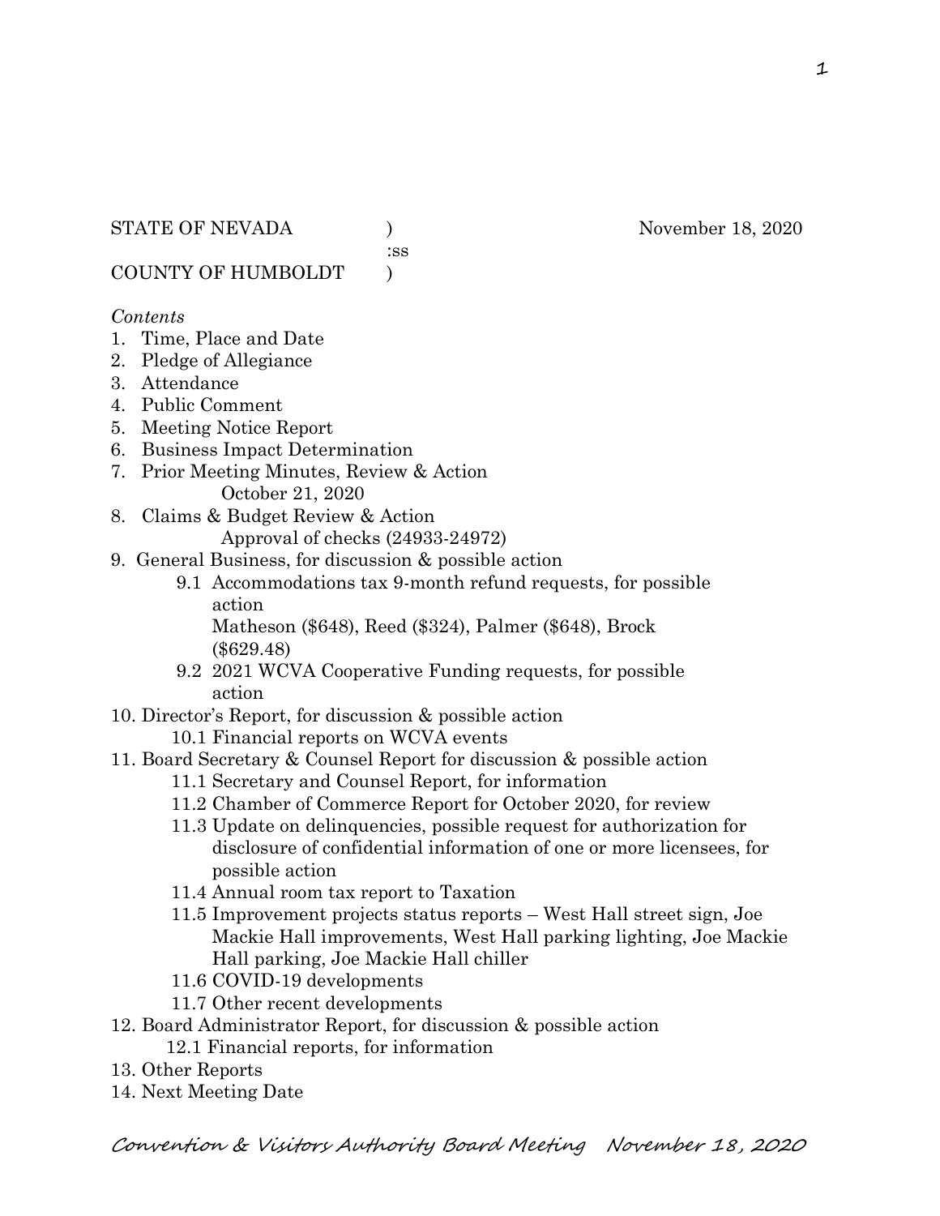STATE OF NEVADA )
:ss
COUNTY OF HUMBOLDT )

November 18, 2020

*Contents*

1. Time, Place and Date
2. Pledge of Allegiance
3. Attendance
4. Public Comment
5. Meeting Notice Report
6. Business Impact Determination
7. Prior Meeting Minutes, Review & Action
   October 21, 2020
8. Claims & Budget Review & Action
   Approval of checks (24933-24972)
9. General Business, for discussion & possible action
   - 9.1 Accommodations tax 9-month refund requests, for possible action
     Matheson ($648), Reed ($324), Palmer ($648), Brock ($629.48)
   - 9.2 2021 WCVA Cooperative Funding requests, for possible action
10. Director's Report, for discussion & possible action
    - 10.1 Financial reports on WCVA events
11. Board Secretary & Counsel Report for discussion & possible action
    - 11.1 Secretary and Counsel Report, for information
    - 11.2 Chamber of Commerce Report for October 2020, for review
    - 11.3 Update on delinquencies, possible request for authorization for disclosure of confidential information of one or more licensees, for possible action
    - 11.4 Annual room tax report to Taxation
    - 11.5 Improvement projects status reports – West Hall street sign, Joe Mackie Hall improvements, West Hall parking lighting, Joe Mackie Hall parking, Joe Mackie Hall chiller
    - 11.6 COVID-19 developments
    - 11.7 Other recent developments
12. Board Administrator Report, for discussion & possible action
    - 12.1 Financial reports, for information
13. Other Reports
14. Next Meeting Date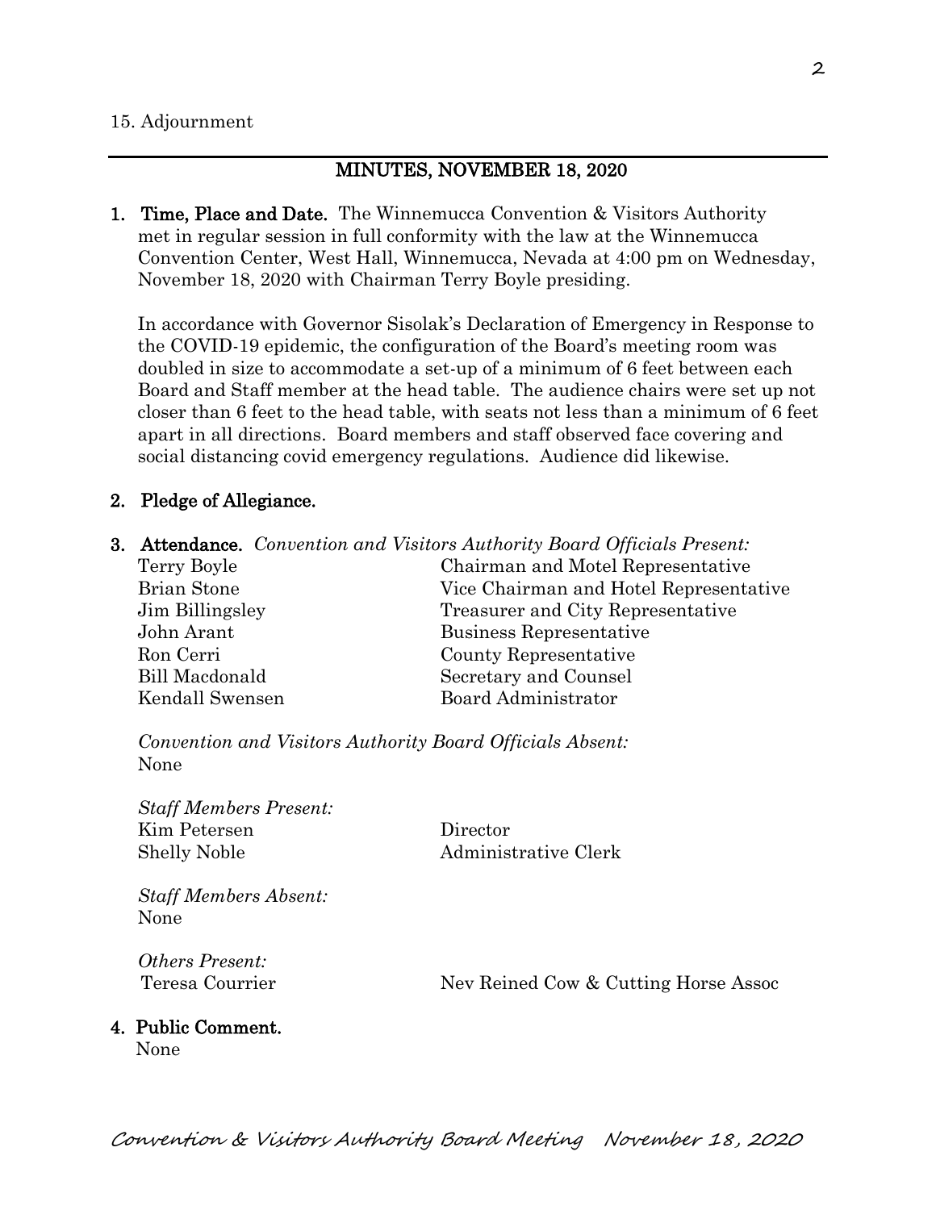15. Adjournment

---

## MINUTES, NOVEMBER 18, 2020

1. **Time, Place and Date.** The Winnemucca Convention & Visitors Authority met in regular session in full conformity with the law at the Winnemucca Convention Center, West Hall, Winnemucca, Nevada at 4:00 pm on Wednesday, November 18, 2020 with Chairman Terry Boyle presiding.

   In accordance with Governor Sisolak's Declaration of Emergency in Response to the COVID-19 epidemic, the configuration of the Board's meeting room was doubled in size to accommodate a set-up of a minimum of 6 feet between each Board and Staff member at the head table. The audience chairs were set up not closer than 6 feet to the head table, with seats not less than a minimum of 6 feet apart in all directions. Board members and staff observed face covering and social distancing covid emergency regulations. Audience did likewise.

2. **Pledge of Allegiance.**

3. **Attendance.** *Convention and Visitors Authority Board Officials Present:*

| | |
|---|---|
| Terry Boyle | Chairman and Motel Representative |
| Brian Stone | Vice Chairman and Hotel Representative |
| Jim Billingsley | Treasurer and City Representative |
| John Arant | Business Representative |
| Ron Cerri | County Representative |
| Bill Macdonald | Secretary and Counsel |
| Kendall Swensen | Board Administrator |

   *Convention and Visitors Authority Board Officials Absent:*
   None

   *Staff Members Present:*

| | |
|---|---|
| Kim Petersen | Director |
| Shelly Noble | Administrative Clerk |

   *Staff Members Absent:*
   None

   *Others Present:*

| | |
|---|---|
| Teresa Courrier | Nev Reined Cow & Cutting Horse Assoc |

4. **Public Comment.**
   None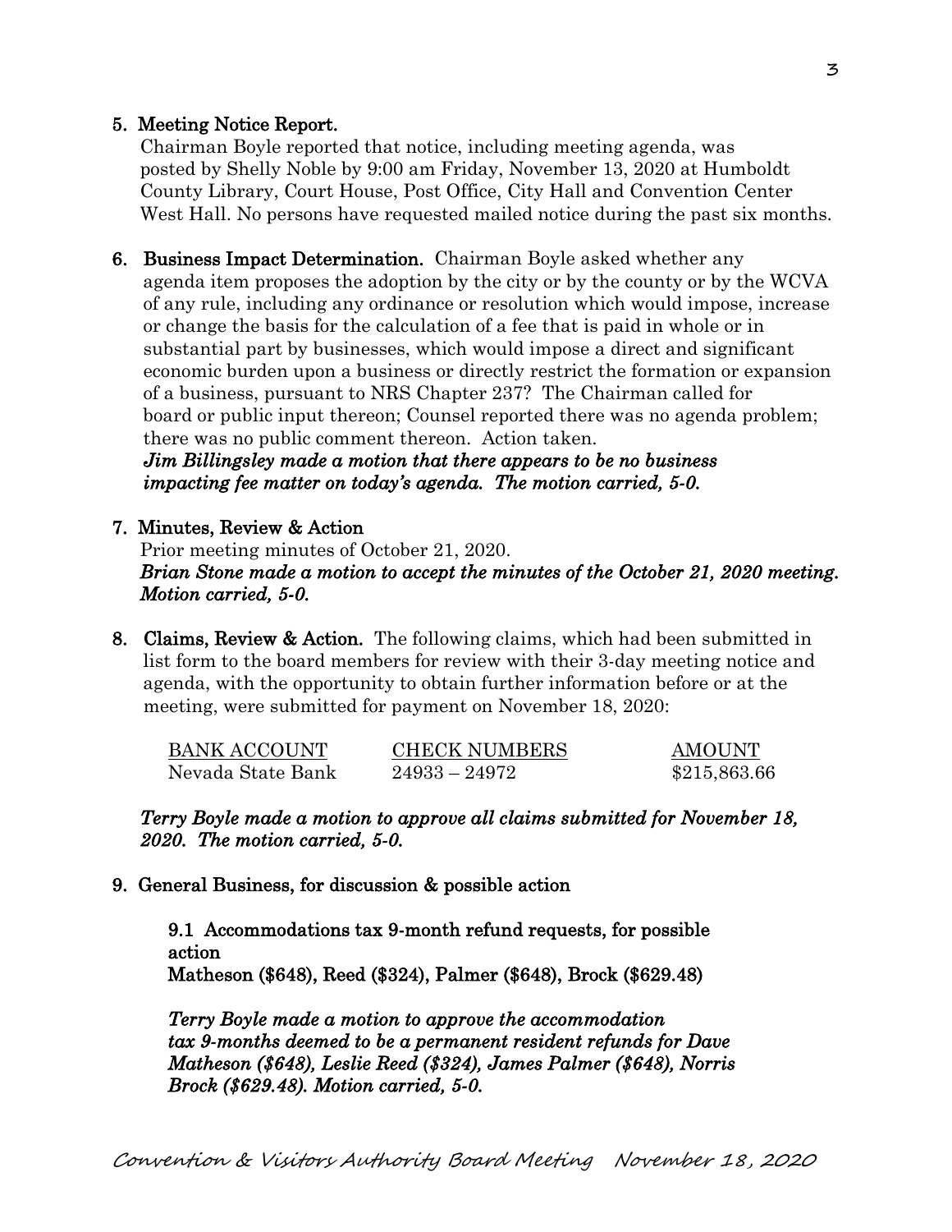5. **Meeting Notice Report.**
   Chairman Boyle reported that notice, including meeting agenda, was posted by Shelly Noble by 9:00 am Friday, November 13, 2020 at Humboldt County Library, Court House, Post Office, City Hall and Convention Center West Hall. No persons have requested mailed notice during the past six months.

6. **Business Impact Determination.** Chairman Boyle asked whether any agenda item proposes the adoption by the city or by the county or by the WCVA of any rule, including any ordinance or resolution which would impose, increase or change the basis for the calculation of a fee that is paid in whole or in substantial part by businesses, which would impose a direct and significant economic burden upon a business or directly restrict the formation or expansion of a business, pursuant to NRS Chapter 237? The Chairman called for board or public input thereon; Counsel reported there was no agenda problem; there was no public comment thereon. Action taken.
   ***Jim Billingsley made a motion that there appears to be no business impacting fee matter on today's agenda. The motion carried, 5-0.***

7. **Minutes, Review & Action**
   Prior meeting minutes of October 21, 2020.
   ***Brian Stone made a motion to accept the minutes of the October 21, 2020 meeting. Motion carried, 5-0.***

8. **Claims, Review & Action.** The following claims, which had been submitted in list form to the board members for review with their 3-day meeting notice and agenda, with the opportunity to obtain further information before or at the meeting, were submitted for payment on November 18, 2020:

| BANK ACCOUNT | CHECK NUMBERS | AMOUNT |
|---|---|---|
| Nevada State Bank | 24933 – 24972 | $215,863.66 |

   ***Terry Boyle made a motion to approve all claims submitted for November 18, 2020. The motion carried, 5-0.***

9. **General Business, for discussion & possible action**

   **9.1 Accommodations tax 9-month refund requests, for possible action**
   **Matheson ($648), Reed ($324), Palmer ($648), Brock ($629.48)**

   ***Terry Boyle made a motion to approve the accommodation tax 9-months deemed to be a permanent resident refunds for Dave Matheson ($648), Leslie Reed ($324), James Palmer ($648), Norris Brock ($629.48). Motion carried, 5-0.***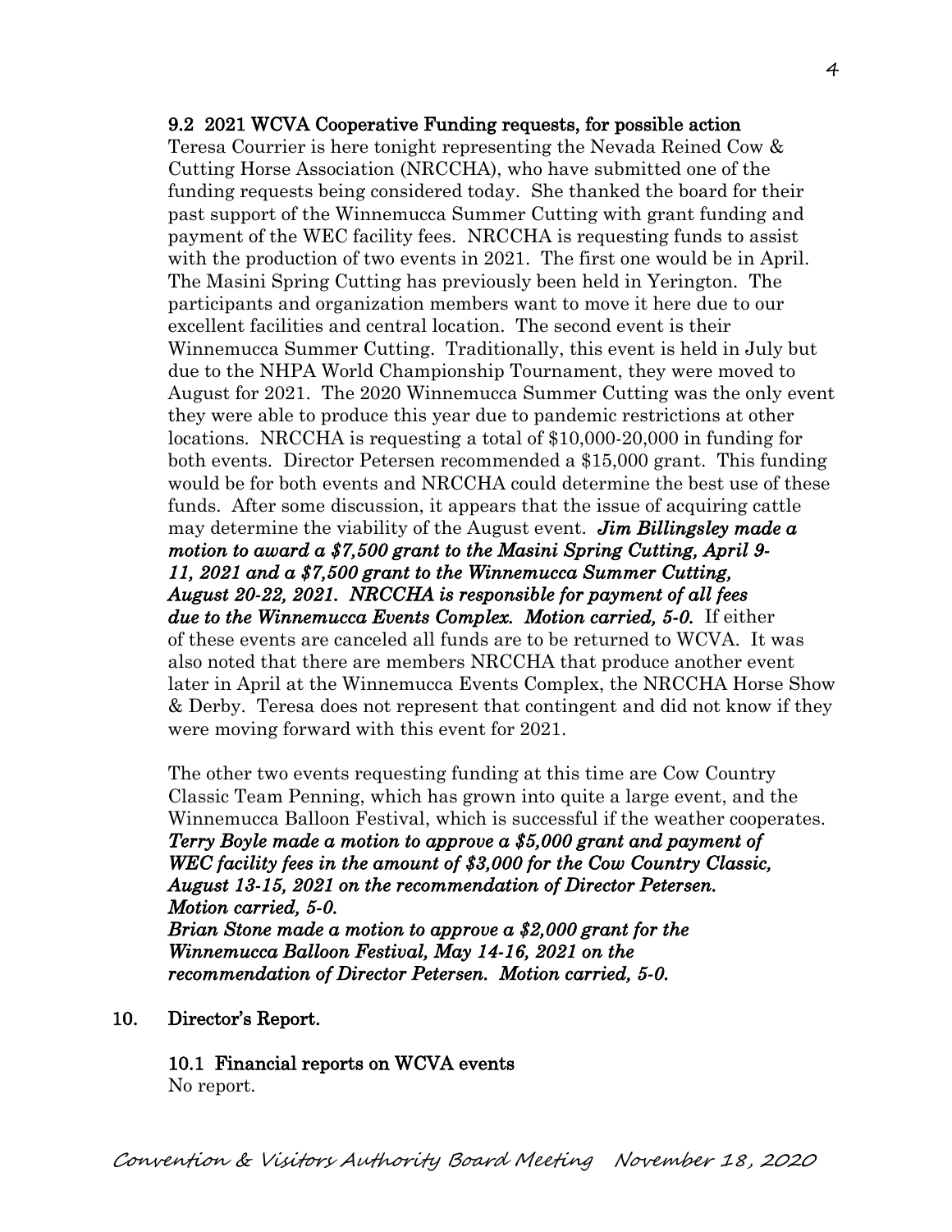### 9.2 2021 WCVA Cooperative Funding requests, for possible action

Teresa Courrier is here tonight representing the Nevada Reined Cow & Cutting Horse Association (NRCCHA), who have submitted one of the funding requests being considered today. She thanked the board for their past support of the Winnemucca Summer Cutting with grant funding and payment of the WEC facility fees. NRCCHA is requesting funds to assist with the production of two events in 2021. The first one would be in April. The Masini Spring Cutting has previously been held in Yerington. The participants and organization members want to move it here due to our excellent facilities and central location. The second event is their Winnemucca Summer Cutting. Traditionally, this event is held in July but due to the NHPA World Championship Tournament, they were moved to August for 2021. The 2020 Winnemucca Summer Cutting was the only event they were able to produce this year due to pandemic restrictions at other locations. NRCCHA is requesting a total of $10,000-20,000 in funding for both events. Director Petersen recommended a $15,000 grant. This funding would be for both events and NRCCHA could determine the best use of these funds. After some discussion, it appears that the issue of acquiring cattle may determine the viability of the August event. ***Jim Billingsley made a motion to award a $7,500 grant to the Masini Spring Cutting, April 9-11, 2021 and a $7,500 grant to the Winnemucca Summer Cutting, August 20-22, 2021. NRCCHA is responsible for payment of all fees due to the Winnemucca Events Complex. Motion carried, 5-0.*** If either of these events are canceled all funds are to be returned to WCVA. It was also noted that there are members NRCCHA that produce another event later in April at the Winnemucca Events Complex, the NRCCHA Horse Show & Derby. Teresa does not represent that contingent and did not know if they were moving forward with this event for 2021.

The other two events requesting funding at this time are Cow Country Classic Team Penning, which has grown into quite a large event, and the Winnemucca Balloon Festival, which is successful if the weather cooperates. ***Terry Boyle made a motion to approve a $5,000 grant and payment of WEC facility fees in the amount of $3,000 for the Cow Country Classic, August 13-15, 2021 on the recommendation of Director Petersen. Motion carried, 5-0.***
***Brian Stone made a motion to approve a $2,000 grant for the Winnemucca Balloon Festival, May 14-16, 2021 on the recommendation of Director Petersen. Motion carried, 5-0.***

## 10. Director's Report.

### 10.1 Financial reports on WCVA events

No report.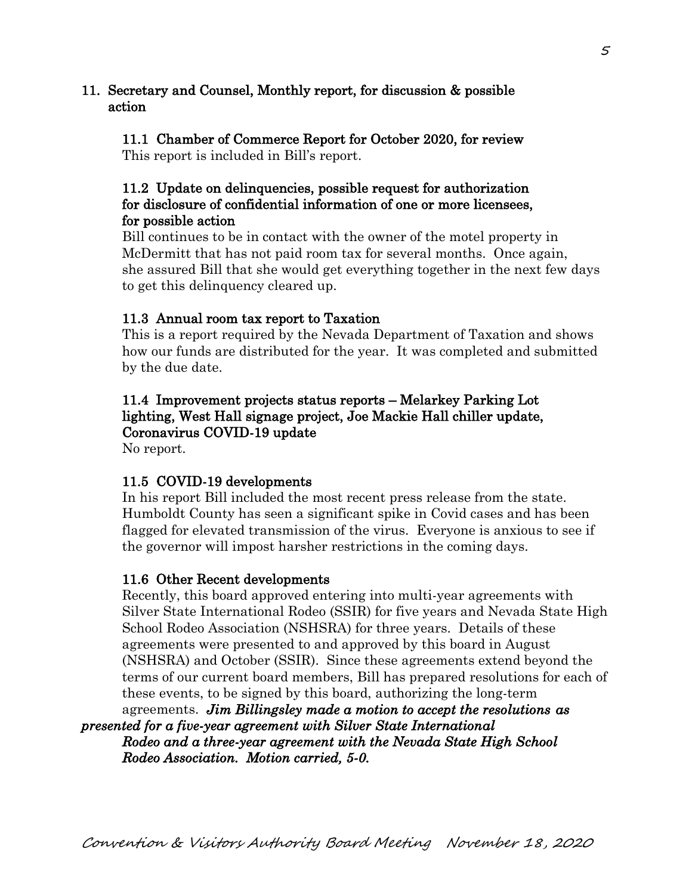## 11. Secretary and Counsel, Monthly report, for discussion & possible action

### 11.1 Chamber of Commerce Report for October 2020, for review

This report is included in Bill's report.

### 11.2 Update on delinquencies, possible request for authorization for disclosure of confidential information of one or more licensees, for possible action

Bill continues to be in contact with the owner of the motel property in McDermitt that has not paid room tax for several months. Once again, she assured Bill that she would get everything together in the next few days to get this delinquency cleared up.

### 11.3 Annual room tax report to Taxation

This is a report required by the Nevada Department of Taxation and shows how our funds are distributed for the year. It was completed and submitted by the due date.

### 11.4 Improvement projects status reports – Melarkey Parking Lot lighting, West Hall signage project, Joe Mackie Hall chiller update, Coronavirus COVID-19 update

No report.

### 11.5 COVID-19 developments

In his report Bill included the most recent press release from the state. Humboldt County has seen a significant spike in Covid cases and has been flagged for elevated transmission of the virus. Everyone is anxious to see if the governor will impost harsher restrictions in the coming days.

### 11.6 Other Recent developments

Recently, this board approved entering into multi-year agreements with Silver State International Rodeo (SSIR) for five years and Nevada State High School Rodeo Association (NSHSRA) for three years. Details of these agreements were presented to and approved by this board in August (NSHSRA) and October (SSIR). Since these agreements extend beyond the terms of our current board members, Bill has prepared resolutions for each of these events, to be signed by this board, authorizing the long-term agreements. ***Jim Billingsley made a motion to accept the resolutions as presented for a five-year agreement with Silver State International Rodeo and a three-year agreement with the Nevada State High School Rodeo Association. Motion carried, 5-0.***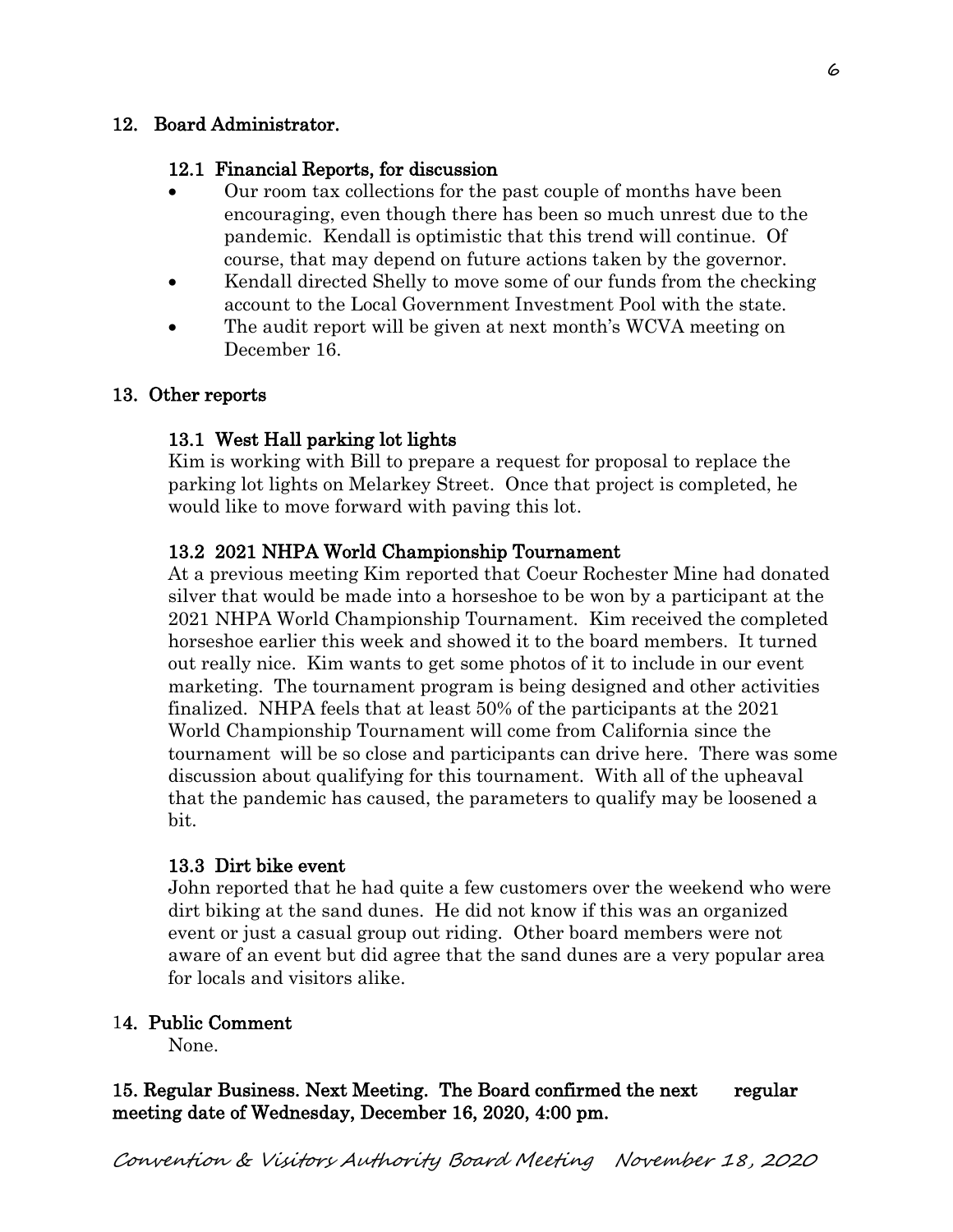## 12. Board Administrator.

### 12.1 Financial Reports, for discussion

- Our room tax collections for the past couple of months have been encouraging, even though there has been so much unrest due to the pandemic. Kendall is optimistic that this trend will continue. Of course, that may depend on future actions taken by the governor.
- Kendall directed Shelly to move some of our funds from the checking account to the Local Government Investment Pool with the state.
- The audit report will be given at next month's WCVA meeting on December 16.

## 13. Other reports

### 13.1 West Hall parking lot lights

Kim is working with Bill to prepare a request for proposal to replace the parking lot lights on Melarkey Street. Once that project is completed, he would like to move forward with paving this lot.

### 13.2 2021 NHPA World Championship Tournament

At a previous meeting Kim reported that Coeur Rochester Mine had donated silver that would be made into a horseshoe to be won by a participant at the 2021 NHPA World Championship Tournament. Kim received the completed horseshoe earlier this week and showed it to the board members. It turned out really nice. Kim wants to get some photos of it to include in our event marketing. The tournament program is being designed and other activities finalized. NHPA feels that at least 50% of the participants at the 2021 World Championship Tournament will come from California since the tournament will be so close and participants can drive here. There was some discussion about qualifying for this tournament. With all of the upheaval that the pandemic has caused, the parameters to qualify may be loosened a bit.

### 13.3 Dirt bike event

John reported that he had quite a few customers over the weekend who were dirt biking at the sand dunes. He did not know if this was an organized event or just a casual group out riding. Other board members were not aware of an event but did agree that the sand dunes are a very popular area for locals and visitors alike.

## 14. Public Comment

None.

## 15. Regular Business. Next Meeting. The Board confirmed the next regular meeting date of Wednesday, December 16, 2020, 4:00 pm.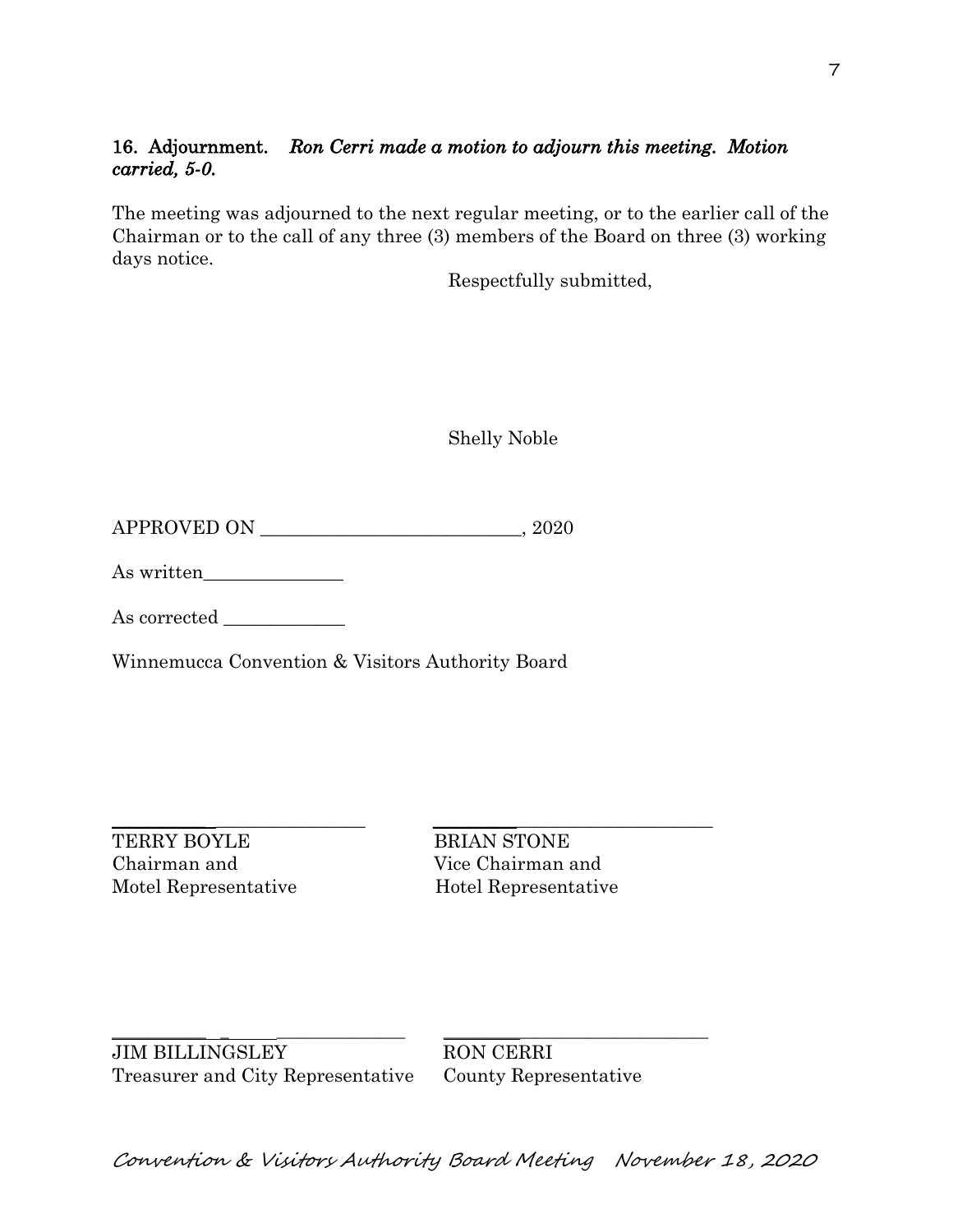**16. Adjournment.** ***Ron Cerri made a motion to adjourn this meeting. Motion carried, 5-0.***

The meeting was adjourned to the next regular meeting, or to the earlier call of the Chairman or to the call of any three (3) members of the Board on three (3) working days notice.

Respectfully submitted,

Shelly Noble

APPROVED ON ____________________________, 2020

As written_______________

As corrected _____________

Winnemucca Convention & Visitors Authority Board

_____________________________

TERRY BOYLE
Chairman and
Motel Representative

_____________________________

BRIAN STONE
Vice Chairman and
Hotel Representative

_____________________________

JIM BILLINGSLEY
Treasurer and City Representative

_____________________________

RON CERRI
County Representative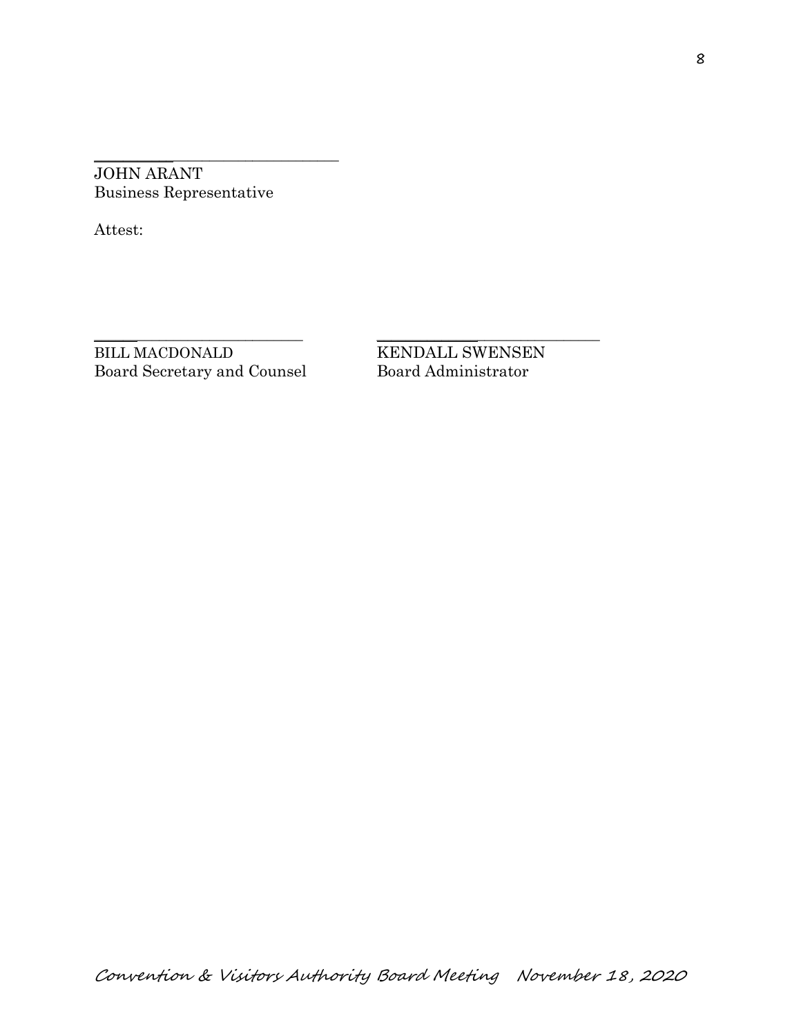JOHN ARANT
Business Representative

Attest:

BILL MACDONALD
Board Secretary and Counsel

KENDALL SWENSEN
Board Administrator